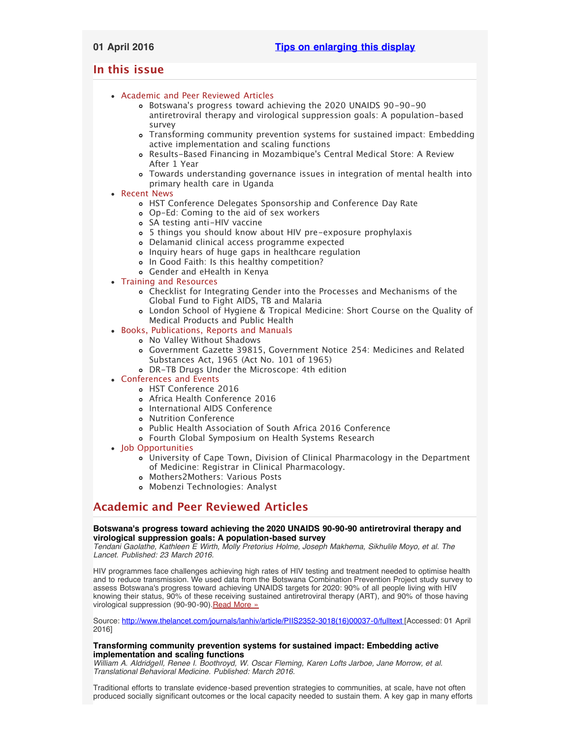**01 April 2016** [Tips on enlarging this display]

## In this issue

- Academic and Peer Reviewed Articles
  - Botswana's progress toward achieving the 2020 UNAIDS 90-90-90 antiretroviral therapy and virological suppression goals: A population-based survey
  - Transforming community prevention systems for sustained impact: Embedding active implementation and scaling functions
  - Results-Based Financing in Mozambique's Central Medical Store: A Review After 1 Year
  - Towards understanding governance issues in integration of mental health into primary health care in Uganda
- Recent News
  - HST Conference Delegates Sponsorship and Conference Day Rate
  - Op-Ed: Coming to the aid of sex workers
  - SA testing anti-HIV vaccine
  - 5 things you should know about HIV pre-exposure prophylaxis
  - Delamanid clinical access programme expected
  - Inquiry hears of huge gaps in healthcare regulation
  - In Good Faith: Is this healthy competition?
  - Gender and eHealth in Kenya
- Training and Resources
  - Checklist for Integrating Gender into the Processes and Mechanisms of the Global Fund to Fight AIDS, TB and Malaria
  - London School of Hygiene & Tropical Medicine: Short Course on the Quality of Medical Products and Public Health
- Books, Publications, Reports and Manuals
  - No Valley Without Shadows
  - Government Gazette 39815, Government Notice 254: Medicines and Related Substances Act, 1965 (Act No. 101 of 1965)
  - DR-TB Drugs Under the Microscope: 4th edition
- Conferences and Events
  - HST Conference 2016
  - Africa Health Conference 2016
  - International AIDS Conference
  - Nutrition Conference
  - Public Health Association of South Africa 2016 Conference
  - Fourth Global Symposium on Health Systems Research
- Job Opportunities
  - University of Cape Town, Division of Clinical Pharmacology in the Department of Medicine: Registrar in Clinical Pharmacology.
  - Mothers2Mothers: Various Posts
  - Mobenzi Technologies: Analyst

## Academic and Peer Reviewed Articles

**Botswana's progress toward achieving the 2020 UNAIDS 90-90-90 antiretroviral therapy and virological suppression goals: A population-based survey**
*Tendani Gaolathe, Kathleen E Wirth, Molly Pretorius Holme, Joseph Makhema, Sikhulile Moyo, et al. The Lancet. Published: 23 March 2016.*

HIV programmes face challenges achieving high rates of HIV testing and treatment needed to optimise health and to reduce transmission. We used data from the Botswana Combination Prevention Project study survey to assess Botswana's progress toward achieving UNAIDS targets for 2020: 90% of all people living with HIV knowing their status, 90% of these receiving sustained antiretroviral therapy (ART), and 90% of those having virological suppression (90-90-90).Read More »

Source: http://www.thelancet.com/journals/lanhiv/article/PIIS2352-3018(16)00037-0/fulltext [Accessed: 01 April 2016]

**Transforming community prevention systems for sustained impact: Embedding active implementation and scaling functions**
*William A. AldridgeII, Renee I. Boothroyd, W. Oscar Fleming, Karen Lofts Jarboe, Jane Morrow, et al. Translational Behavioral Medicine. Published: March 2016.*

Traditional efforts to translate evidence-based prevention strategies to communities, at scale, have not often produced socially significant outcomes or the local capacity needed to sustain them. A key gap in many efforts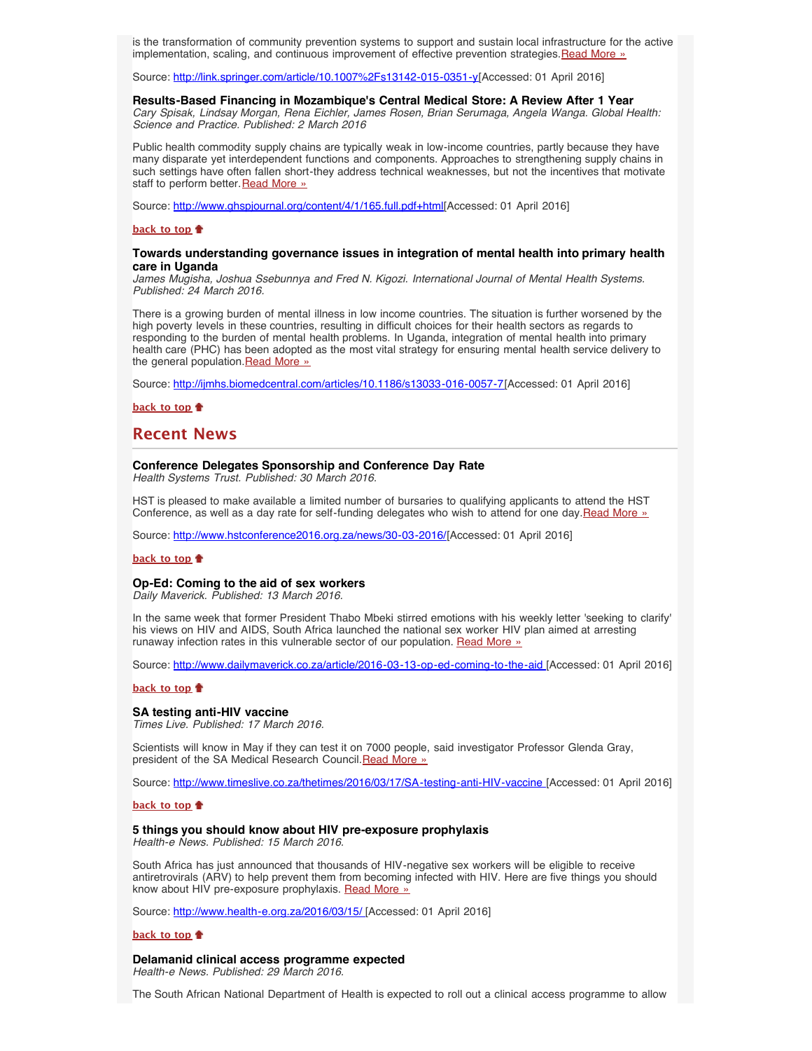is the transformation of community prevention systems to support and sustain local infrastructure for the active implementation, scaling, and continuous improvement of effective prevention strategies.Read More »

Source: http://link.springer.com/article/10.1007%2Fs13142-015-0351-y[Accessed: 01 April 2016]

**Results-Based Financing in Mozambique's Central Medical Store: A Review After 1 Year**
*Cary Spisak, Lindsay Morgan, Rena Eichler, James Rosen, Brian Serumaga, Angela Wanga. Global Health: Science and Practice. Published: 2 March 2016*

Public health commodity supply chains are typically weak in low-income countries, partly because they have many disparate yet interdependent functions and components. Approaches to strengthening supply chains in such settings have often fallen short-they address technical weaknesses, but not the incentives that motivate staff to perform better.Read More »

Source: http://www.ghspjournal.org/content/4/1/165.full.pdf+html[Accessed: 01 April 2016]

**back to top**

**Towards understanding governance issues in integration of mental health into primary health care in Uganda**
*James Mugisha, Joshua Ssebunnya and Fred N. Kigozi. International Journal of Mental Health Systems. Published: 24 March 2016.*

There is a growing burden of mental illness in low income countries. The situation is further worsened by the high poverty levels in these countries, resulting in difficult choices for their health sectors as regards to responding to the burden of mental health problems. In Uganda, integration of mental health into primary health care (PHC) has been adopted as the most vital strategy for ensuring mental health service delivery to the general population.Read More »

Source: http://ijmhs.biomedcentral.com/articles/10.1186/s13033-016-0057-7[Accessed: 01 April 2016]

**back to top**

## Recent News

**Conference Delegates Sponsorship and Conference Day Rate**
*Health Systems Trust. Published: 30 March 2016.*

HST is pleased to make available a limited number of bursaries to qualifying applicants to attend the HST Conference, as well as a day rate for self-funding delegates who wish to attend for one day.Read More »

Source: http://www.hstconference2016.org.za/news/30-03-2016/[Accessed: 01 April 2016]

**back to top**

**Op-Ed: Coming to the aid of sex workers**
*Daily Maverick. Published: 13 March 2016.*

In the same week that former President Thabo Mbeki stirred emotions with his weekly letter 'seeking to clarify' his views on HIV and AIDS, South Africa launched the national sex worker HIV plan aimed at arresting runaway infection rates in this vulnerable sector of our population. Read More »

Source: http://www.dailymaverick.co.za/article/2016-03-13-op-ed-coming-to-the-aid [Accessed: 01 April 2016]

**back to top**

**SA testing anti-HIV vaccine**
*Times Live. Published: 17 March 2016.*

Scientists will know in May if they can test it on 7000 people, said investigator Professor Glenda Gray, president of the SA Medical Research Council.Read More »

Source: http://www.timeslive.co.za/thetimes/2016/03/17/SA-testing-anti-HIV-vaccine [Accessed: 01 April 2016]

**back to top**

**5 things you should know about HIV pre-exposure prophylaxis**
*Health-e News. Published: 15 March 2016.*

South Africa has just announced that thousands of HIV-negative sex workers will be eligible to receive antiretrovirals (ARV) to help prevent them from becoming infected with HIV. Here are five things you should know about HIV pre-exposure prophylaxis. Read More »

Source: http://www.health-e.org.za/2016/03/15/ [Accessed: 01 April 2016]

**back to top**

**Delamanid clinical access programme expected**
*Health-e News. Published: 29 March 2016.*

The South African National Department of Health is expected to roll out a clinical access programme to allow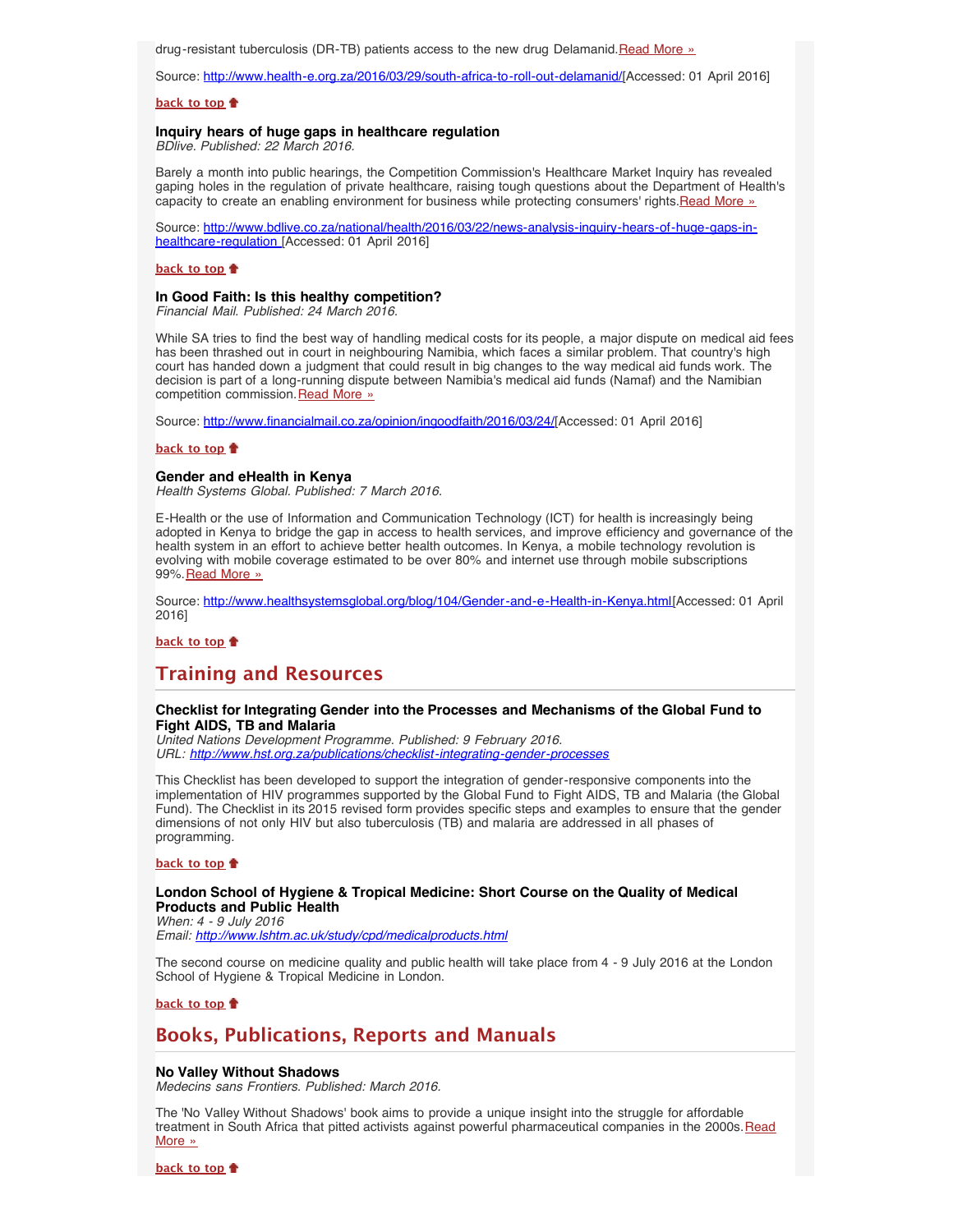drug-resistant tuberculosis (DR-TB) patients access to the new drug Delamanid. Read More »

Source: http://www.health-e.org.za/2016/03/29/south-africa-to-roll-out-delamanid/ [Accessed: 01 April 2016]

**back to top**

### Inquiry hears of huge gaps in healthcare regulation

*BDlive. Published: 22 March 2016.*

Barely a month into public hearings, the Competition Commission's Healthcare Market Inquiry has revealed gaping holes in the regulation of private healthcare, raising tough questions about the Department of Health's capacity to create an enabling environment for business while protecting consumers' rights. Read More »

Source: http://www.bdlive.co.za/national/health/2016/03/22/news-analysis-inquiry-hears-of-huge-gaps-in-healthcare-regulation [Accessed: 01 April 2016]

**back to top**

### In Good Faith: Is this healthy competition?

*Financial Mail. Published: 24 March 2016.*

While SA tries to find the best way of handling medical costs for its people, a major dispute on medical aid fees has been thrashed out in court in neighbouring Namibia, which faces a similar problem. That country's high court has handed down a judgment that could result in big changes to the way medical aid funds work. The decision is part of a long-running dispute between Namibia's medical aid funds (Namaf) and the Namibian competition commission. Read More »

Source: http://www.financialmail.co.za/opinion/ingoodfaith/2016/03/24/ [Accessed: 01 April 2016]

**back to top**

### Gender and eHealth in Kenya

*Health Systems Global. Published: 7 March 2016.*

E-Health or the use of Information and Communication Technology (ICT) for health is increasingly being adopted in Kenya to bridge the gap in access to health services, and improve efficiency and governance of the health system in an effort to achieve better health outcomes. In Kenya, a mobile technology revolution is evolving with mobile coverage estimated to be over 80% and internet use through mobile subscriptions 99%. Read More »

Source: http://www.healthsystemsglobal.org/blog/104/Gender-and-e-Health-in-Kenya.html [Accessed: 01 April 2016]

**back to top**

## Training and Resources

### Checklist for Integrating Gender into the Processes and Mechanisms of the Global Fund to Fight AIDS, TB and Malaria

*United Nations Development Programme. Published: 9 February 2016.*
*URL: http://www.hst.org.za/publications/checklist-integrating-gender-processes*

This Checklist has been developed to support the integration of gender-responsive components into the implementation of HIV programmes supported by the Global Fund to Fight AIDS, TB and Malaria (the Global Fund). The Checklist in its 2015 revised form provides specific steps and examples to ensure that the gender dimensions of not only HIV but also tuberculosis (TB) and malaria are addressed in all phases of programming.

**back to top**

### London School of Hygiene & Tropical Medicine: Short Course on the Quality of Medical Products and Public Health

*When: 4 - 9 July 2016*
*Email: http://www.lshtm.ac.uk/study/cpd/medicalproducts.html*

The second course on medicine quality and public health will take place from 4 - 9 July 2016 at the London School of Hygiene & Tropical Medicine in London.

**back to top**

## Books, Publications, Reports and Manuals

### No Valley Without Shadows

*Medecins sans Frontiers. Published: March 2016.*

The 'No Valley Without Shadows' book aims to provide a unique insight into the struggle for affordable treatment in South Africa that pitted activists against powerful pharmaceutical companies in the 2000s. Read More »

**back to top**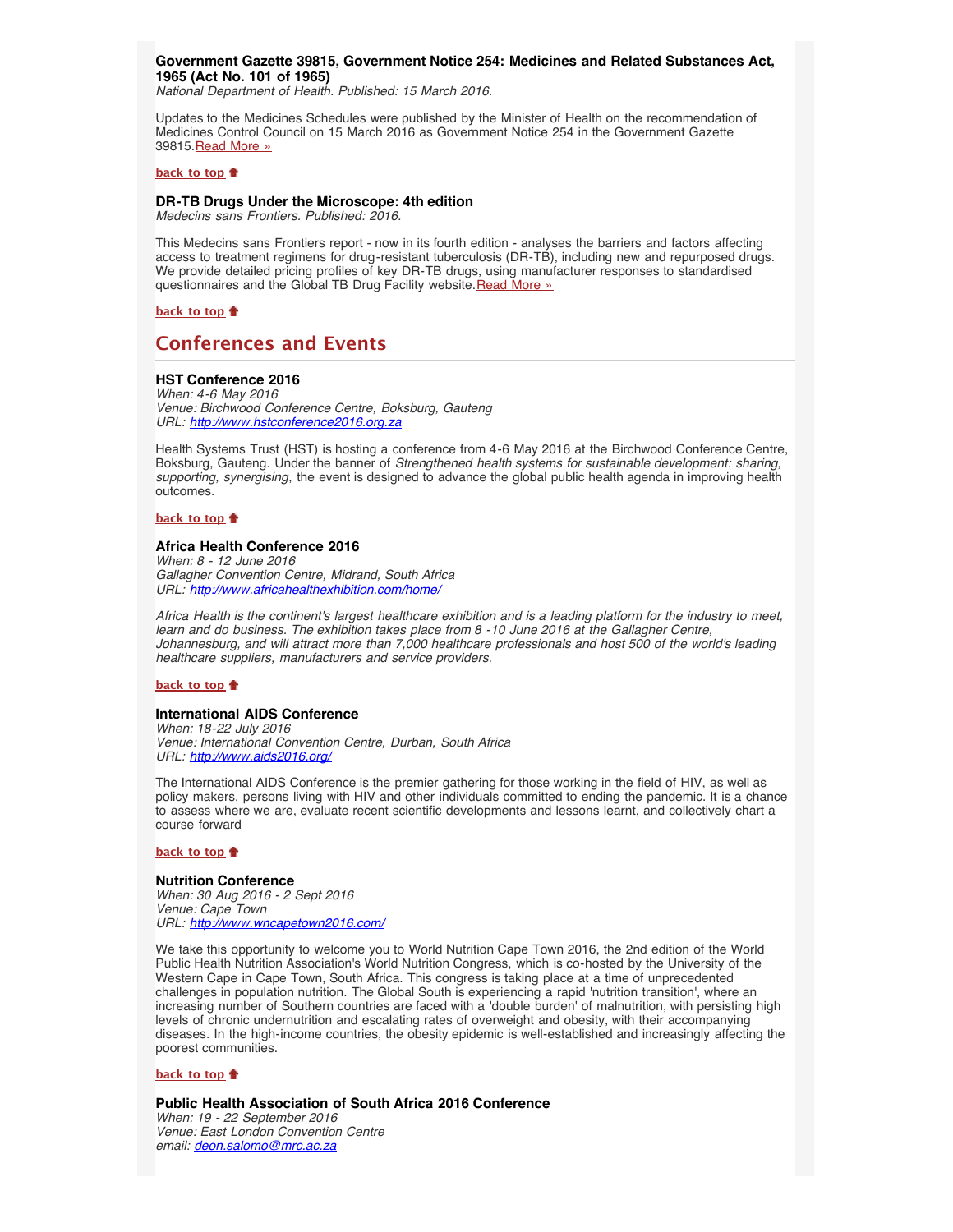**Government Gazette 39815, Government Notice 254: Medicines and Related Substances Act, 1965 (Act No. 101 of 1965)**
*National Department of Health. Published: 15 March 2016.*

Updates to the Medicines Schedules were published by the Minister of Health on the recommendation of Medicines Control Council on 15 March 2016 as Government Notice 254 in the Government Gazette 39815.Read More »

**back to top**

**DR-TB Drugs Under the Microscope: 4th edition**
*Medecins sans Frontiers. Published: 2016.*

This Medecins sans Frontiers report - now in its fourth edition - analyses the barriers and factors affecting access to treatment regimens for drug-resistant tuberculosis (DR-TB), including new and repurposed drugs. We provide detailed pricing profiles of key DR-TB drugs, using manufacturer responses to standardised questionnaires and the Global TB Drug Facility website.Read More »

**back to top**

## Conferences and Events

**HST Conference 2016**
*When: 4-6 May 2016*
*Venue: Birchwood Conference Centre, Boksburg, Gauteng*
*URL: http://www.hstconference2016.org.za*

Health Systems Trust (HST) is hosting a conference from 4-6 May 2016 at the Birchwood Conference Centre, Boksburg, Gauteng. Under the banner of *Strengthened health systems for sustainable development: sharing, supporting, synergising*, the event is designed to advance the global public health agenda in improving health outcomes.

**back to top**

**Africa Health Conference 2016**
*When: 8 - 12 June 2016*
*Gallagher Convention Centre, Midrand, South Africa*
*URL: http://www.africahealthexhibition.com/home/*

*Africa Health is the continent's largest healthcare exhibition and is a leading platform for the industry to meet, learn and do business. The exhibition takes place from 8 -10 June 2016 at the Gallagher Centre, Johannesburg, and will attract more than 7,000 healthcare professionals and host 500 of the world's leading healthcare suppliers, manufacturers and service providers.*

**back to top**

**International AIDS Conference**
*When: 18-22 July 2016*
*Venue: International Convention Centre, Durban, South Africa*
*URL: http://www.aids2016.org/*

The International AIDS Conference is the premier gathering for those working in the field of HIV, as well as policy makers, persons living with HIV and other individuals committed to ending the pandemic. It is a chance to assess where we are, evaluate recent scientific developments and lessons learnt, and collectively chart a course forward

**back to top**

**Nutrition Conference**
*When: 30 Aug 2016 - 2 Sept 2016*
*Venue: Cape Town*
*URL: http://www.wncapetown2016.com/*

We take this opportunity to welcome you to World Nutrition Cape Town 2016, the 2nd edition of the World Public Health Nutrition Association's World Nutrition Congress, which is co-hosted by the University of the Western Cape in Cape Town, South Africa. This congress is taking place at a time of unprecedented challenges in population nutrition. The Global South is experiencing a rapid 'nutrition transition', where an increasing number of Southern countries are faced with a 'double burden' of malnutrition, with persisting high levels of chronic undernutrition and escalating rates of overweight and obesity, with their accompanying diseases. In the high-income countries, the obesity epidemic is well-established and increasingly affecting the poorest communities.

**back to top**

**Public Health Association of South Africa 2016 Conference**
*When: 19 - 22 September 2016*
*Venue: East London Convention Centre*
*email: deon.salomo@mrc.ac.za*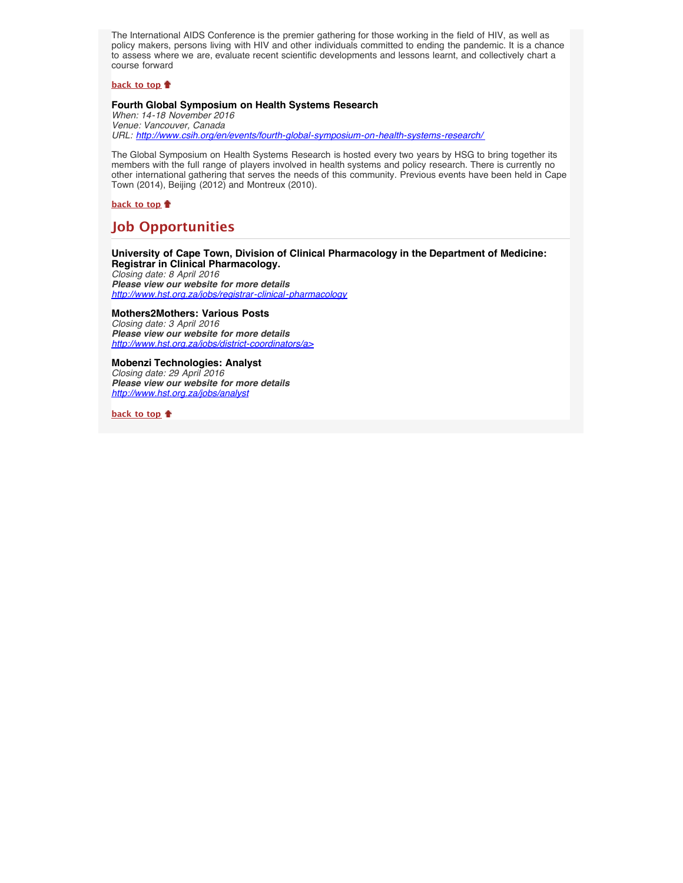The International AIDS Conference is the premier gathering for those working in the field of HIV, as well as policy makers, persons living with HIV and other individuals committed to ending the pandemic. It is a chance to assess where we are, evaluate recent scientific developments and lessons learnt, and collectively chart a course forward

**back to top**

### Fourth Global Symposium on Health Systems Research

*When: 14-18 November 2016*
*Venue: Vancouver, Canada*
*URL: http://www.csih.org/en/events/fourth-global-symposium-on-health-systems-research/*

The Global Symposium on Health Systems Research is hosted every two years by HSG to bring together its members with the full range of players involved in health systems and policy research. There is currently no other international gathering that serves the needs of this community. Previous events have been held in Cape Town (2014), Beijing (2012) and Montreux (2010).

**back to top**

## Job Opportunities

### University of Cape Town, Division of Clinical Pharmacology in the Department of Medicine: Registrar in Clinical Pharmacology.

*Closing date: 8 April 2016*
***Please view our website for more details***
*http://www.hst.org.za/jobs/registrar-clinical-pharmacology*

### Mothers2Mothers: Various Posts

*Closing date: 3 April 2016*
***Please view our website for more details***
*http://www.hst.org.za/jobs/district-coordinators/a>*

### Mobenzi Technologies: Analyst

*Closing date: 29 April 2016*
***Please view our website for more details***
*http://www.hst.org.za/jobs/analyst*

**back to top**